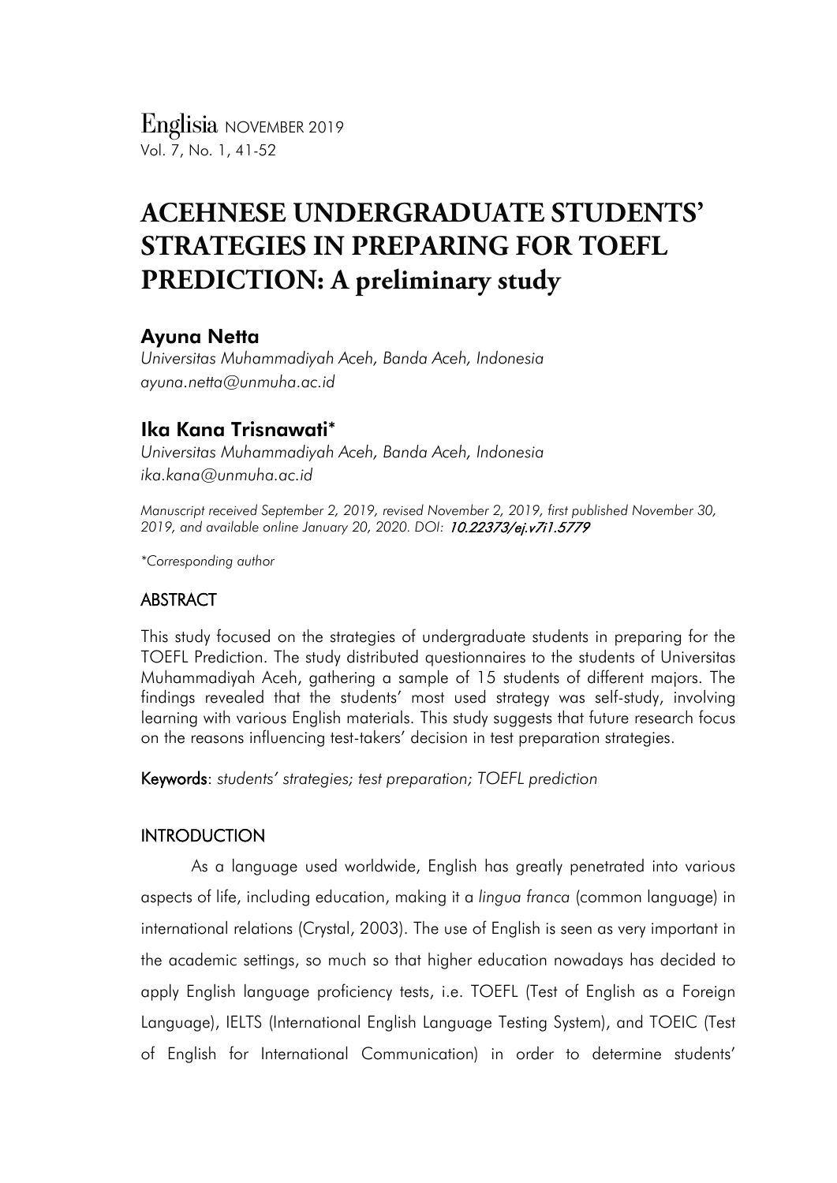# ACEHNESE UNDERGRADUATE STUDENTS' STRATEGIES IN PREPARING FOR TOEFL PREDICTION: A preliminary study

## Ayuna Netta

*Universitas Muhammadiyah Aceh, Banda Aceh, Indonesia*
*ayuna.netta@unmuha.ac.id*

## Ika Kana Trisnawati*

*Universitas Muhammadiyah Aceh, Banda Aceh, Indonesia*
*ika.kana@unmuha.ac.id*

*Manuscript received September 2, 2019, revised November 2, 2019, first published November 30, 2019, and available online January 20, 2020. DOI: 10.22373/ej.v7i1.5779*

*\*Corresponding author*

### ABSTRACT

This study focused on the strategies of undergraduate students in preparing for the TOEFL Prediction. The study distributed questionnaires to the students of Universitas Muhammadiyah Aceh, gathering a sample of 15 students of different majors. The findings revealed that the students' most used strategy was self-study, involving learning with various English materials. This study suggests that future research focus on the reasons influencing test-takers' decision in test preparation strategies.

**Keywords**: *students' strategies; test preparation; TOEFL prediction*

### INTRODUCTION

As a language used worldwide, English has greatly penetrated into various aspects of life, including education, making it a *lingua franca* (common language) in international relations (Crystal, 2003). The use of English is seen as very important in the academic settings, so much so that higher education nowadays has decided to apply English language proficiency tests, i.e. TOEFL (Test of English as a Foreign Language), IELTS (International English Language Testing System), and TOEIC (Test of English for International Communication) in order to determine students'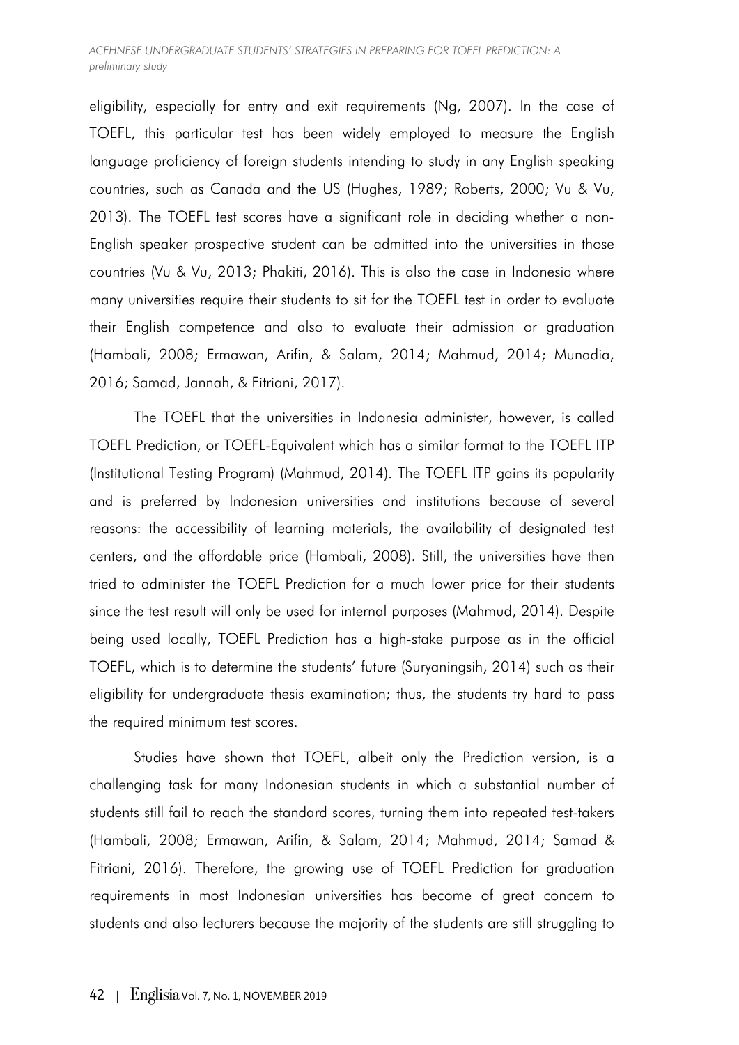eligibility, especially for entry and exit requirements (Ng, 2007). In the case of TOEFL, this particular test has been widely employed to measure the English language proficiency of foreign students intending to study in any English speaking countries, such as Canada and the US (Hughes, 1989; Roberts, 2000; Vu & Vu, 2013). The TOEFL test scores have a significant role in deciding whether a non-English speaker prospective student can be admitted into the universities in those countries (Vu & Vu, 2013; Phakiti, 2016). This is also the case in Indonesia where many universities require their students to sit for the TOEFL test in order to evaluate their English competence and also to evaluate their admission or graduation (Hambali, 2008; Ermawan, Arifin, & Salam, 2014; Mahmud, 2014; Munadia, 2016; Samad, Jannah, & Fitriani, 2017).

The TOEFL that the universities in Indonesia administer, however, is called TOEFL Prediction, or TOEFL-Equivalent which has a similar format to the TOEFL ITP (Institutional Testing Program) (Mahmud, 2014). The TOEFL ITP gains its popularity and is preferred by Indonesian universities and institutions because of several reasons: the accessibility of learning materials, the availability of designated test centers, and the affordable price (Hambali, 2008). Still, the universities have then tried to administer the TOEFL Prediction for a much lower price for their students since the test result will only be used for internal purposes (Mahmud, 2014). Despite being used locally, TOEFL Prediction has a high-stake purpose as in the official TOEFL, which is to determine the students' future (Suryaningsih, 2014) such as their eligibility for undergraduate thesis examination; thus, the students try hard to pass the required minimum test scores.

Studies have shown that TOEFL, albeit only the Prediction version, is a challenging task for many Indonesian students in which a substantial number of students still fail to reach the standard scores, turning them into repeated test-takers (Hambali, 2008; Ermawan, Arifin, & Salam, 2014; Mahmud, 2014; Samad & Fitriani, 2016). Therefore, the growing use of TOEFL Prediction for graduation requirements in most Indonesian universities has become of great concern to students and also lecturers because the majority of the students are still struggling to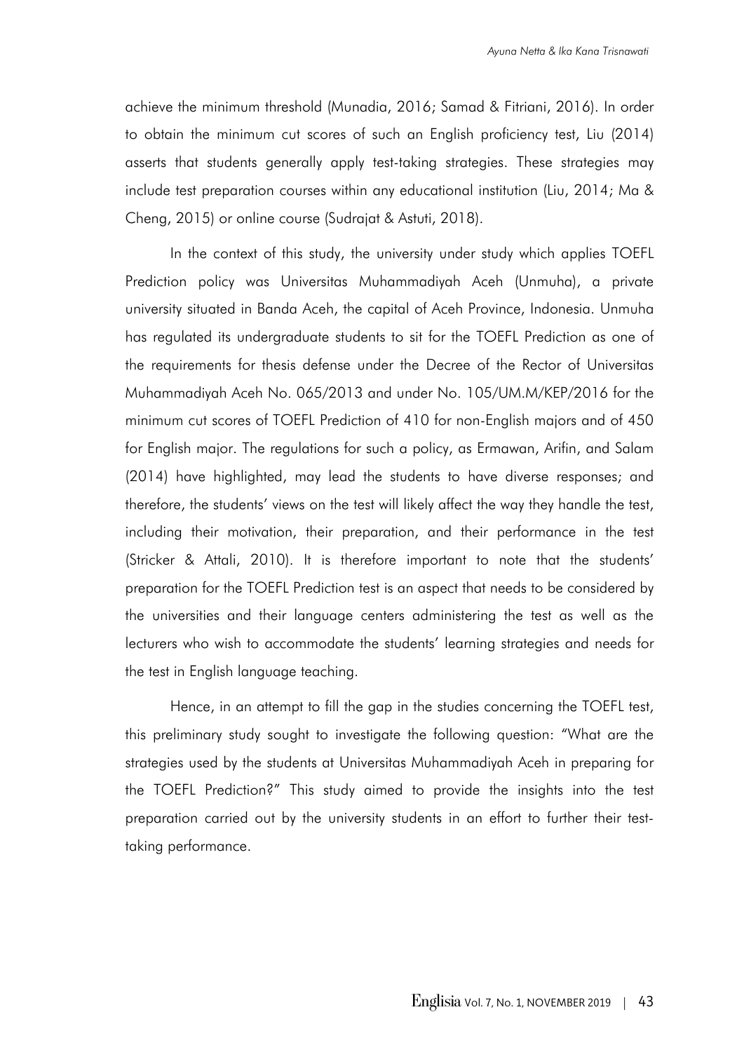achieve the minimum threshold (Munadia, 2016; Samad & Fitriani, 2016). In order to obtain the minimum cut scores of such an English proficiency test, Liu (2014) asserts that students generally apply test-taking strategies. These strategies may include test preparation courses within any educational institution (Liu, 2014; Ma & Cheng, 2015) or online course (Sudrajat & Astuti, 2018).

In the context of this study, the university under study which applies TOEFL Prediction policy was Universitas Muhammadiyah Aceh (Unmuha), a private university situated in Banda Aceh, the capital of Aceh Province, Indonesia. Unmuha has regulated its undergraduate students to sit for the TOEFL Prediction as one of the requirements for thesis defense under the Decree of the Rector of Universitas Muhammadiyah Aceh No. 065/2013 and under No. 105/UM.M/KEP/2016 for the minimum cut scores of TOEFL Prediction of 410 for non-English majors and of 450 for English major. The regulations for such a policy, as Ermawan, Arifin, and Salam (2014) have highlighted, may lead the students to have diverse responses; and therefore, the students' views on the test will likely affect the way they handle the test, including their motivation, their preparation, and their performance in the test (Stricker & Attali, 2010). It is therefore important to note that the students' preparation for the TOEFL Prediction test is an aspect that needs to be considered by the universities and their language centers administering the test as well as the lecturers who wish to accommodate the students' learning strategies and needs for the test in English language teaching.

Hence, in an attempt to fill the gap in the studies concerning the TOEFL test, this preliminary study sought to investigate the following question: "What are the strategies used by the students at Universitas Muhammadiyah Aceh in preparing for the TOEFL Prediction?" This study aimed to provide the insights into the test preparation carried out by the university students in an effort to further their test-taking performance.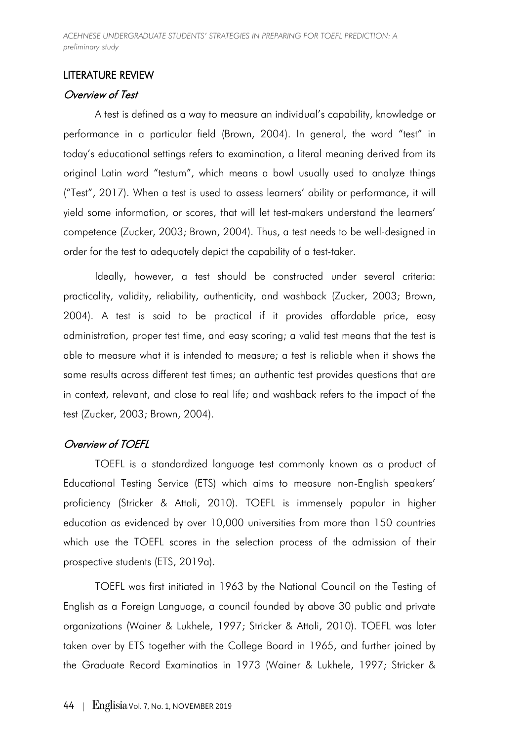## LITERATURE REVIEW

### *Overview of Test*

A test is defined as a way to measure an individual's capability, knowledge or performance in a particular field (Brown, 2004). In general, the word "test" in today's educational settings refers to examination, a literal meaning derived from its original Latin word "testum", which means a bowl usually used to analyze things ("Test", 2017). When a test is used to assess learners' ability or performance, it will yield some information, or scores, that will let test-makers understand the learners' competence (Zucker, 2003; Brown, 2004). Thus, a test needs to be well-designed in order for the test to adequately depict the capability of a test-taker.

Ideally, however, a test should be constructed under several criteria: practicality, validity, reliability, authenticity, and washback (Zucker, 2003; Brown, 2004). A test is said to be practical if it provides affordable price, easy administration, proper test time, and easy scoring; a valid test means that the test is able to measure what it is intended to measure; a test is reliable when it shows the same results across different test times; an authentic test provides questions that are in context, relevant, and close to real life; and washback refers to the impact of the test (Zucker, 2003; Brown, 2004).

### *Overview of TOEFL*

TOEFL is a standardized language test commonly known as a product of Educational Testing Service (ETS) which aims to measure non-English speakers' proficiency (Stricker & Attali, 2010). TOEFL is immensely popular in higher education as evidenced by over 10,000 universities from more than 150 countries which use the TOEFL scores in the selection process of the admission of their prospective students (ETS, 2019a).

TOEFL was first initiated in 1963 by the National Council on the Testing of English as a Foreign Language, a council founded by above 30 public and private organizations (Wainer & Lukhele, 1997; Stricker & Attali, 2010). TOEFL was later taken over by ETS together with the College Board in 1965, and further joined by the Graduate Record Examinatios in 1973 (Wainer & Lukhele, 1997; Stricker &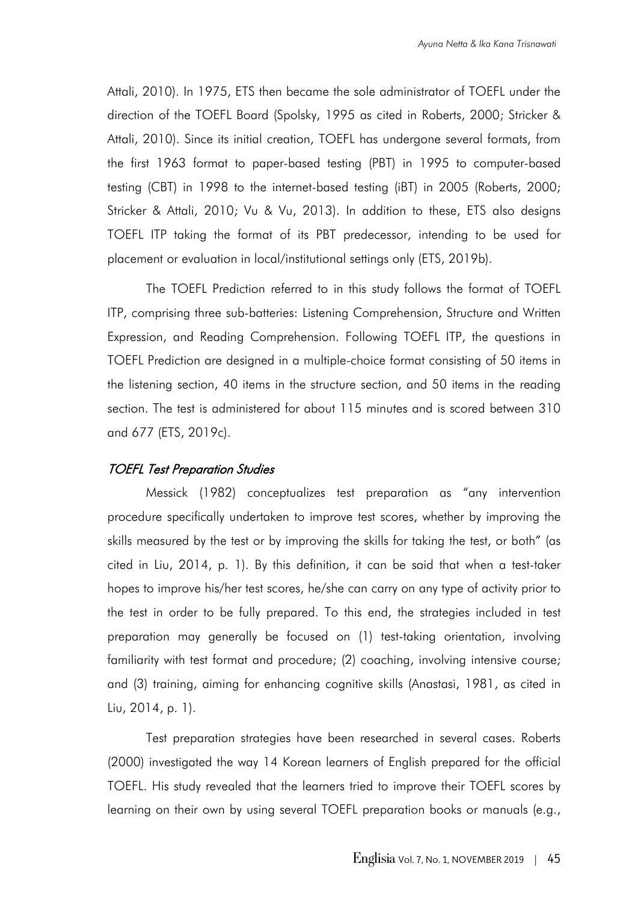Attali, 2010). In 1975, ETS then became the sole administrator of TOEFL under the direction of the TOEFL Board (Spolsky, 1995 as cited in Roberts, 2000; Stricker & Attali, 2010). Since its initial creation, TOEFL has undergone several formats, from the first 1963 format to paper-based testing (PBT) in 1995 to computer-based testing (CBT) in 1998 to the internet-based testing (iBT) in 2005 (Roberts, 2000; Stricker & Attali, 2010; Vu & Vu, 2013). In addition to these, ETS also designs TOEFL ITP taking the format of its PBT predecessor, intending to be used for placement or evaluation in local/institutional settings only (ETS, 2019b).

The TOEFL Prediction referred to in this study follows the format of TOEFL ITP, comprising three sub-batteries: Listening Comprehension, Structure and Written Expression, and Reading Comprehension. Following TOEFL ITP, the questions in TOEFL Prediction are designed in a multiple-choice format consisting of 50 items in the listening section, 40 items in the structure section, and 50 items in the reading section. The test is administered for about 115 minutes and is scored between 310 and 677 (ETS, 2019c).

### *TOEFL Test Preparation Studies*

Messick (1982) conceptualizes test preparation as "any intervention procedure specifically undertaken to improve test scores, whether by improving the skills measured by the test or by improving the skills for taking the test, or both" (as cited in Liu, 2014, p. 1). By this definition, it can be said that when a test-taker hopes to improve his/her test scores, he/she can carry on any type of activity prior to the test in order to be fully prepared. To this end, the strategies included in test preparation may generally be focused on (1) test-taking orientation, involving familiarity with test format and procedure; (2) coaching, involving intensive course; and (3) training, aiming for enhancing cognitive skills (Anastasi, 1981, as cited in Liu, 2014, p. 1).

Test preparation strategies have been researched in several cases. Roberts (2000) investigated the way 14 Korean learners of English prepared for the official TOEFL. His study revealed that the learners tried to improve their TOEFL scores by learning on their own by using several TOEFL preparation books or manuals (e.g.,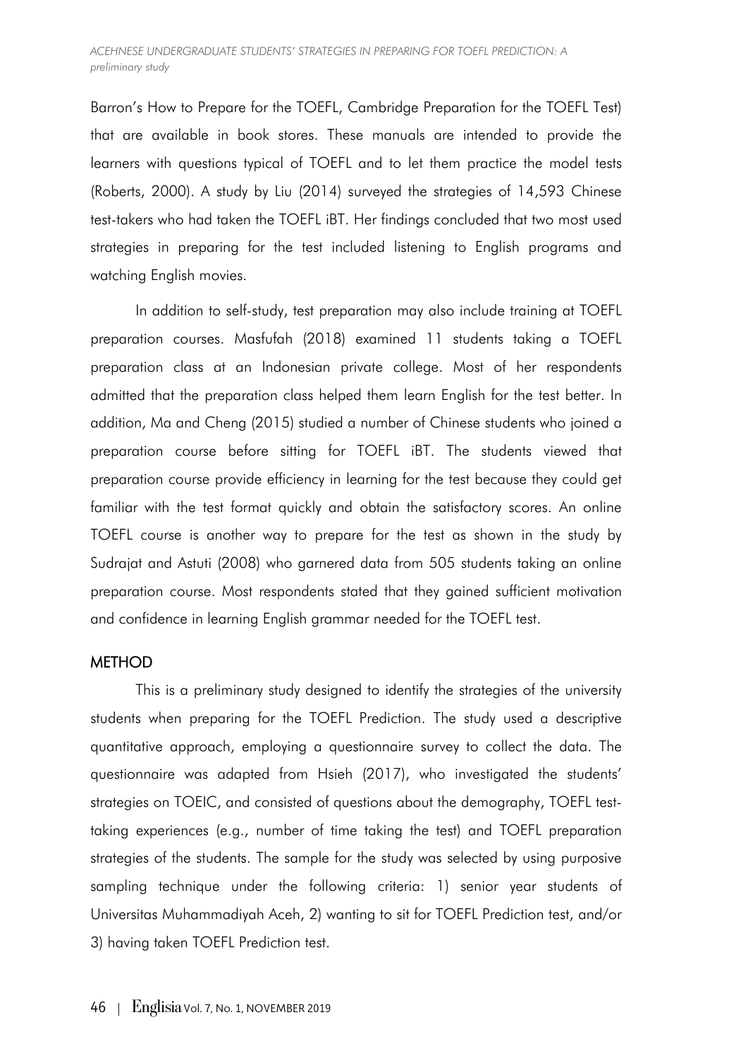Barron's How to Prepare for the TOEFL, Cambridge Preparation for the TOEFL Test) that are available in book stores. These manuals are intended to provide the learners with questions typical of TOEFL and to let them practice the model tests (Roberts, 2000). A study by Liu (2014) surveyed the strategies of 14,593 Chinese test-takers who had taken the TOEFL iBT. Her findings concluded that two most used strategies in preparing for the test included listening to English programs and watching English movies.

In addition to self-study, test preparation may also include training at TOEFL preparation courses. Masfufah (2018) examined 11 students taking a TOEFL preparation class at an Indonesian private college. Most of her respondents admitted that the preparation class helped them learn English for the test better. In addition, Ma and Cheng (2015) studied a number of Chinese students who joined a preparation course before sitting for TOEFL iBT. The students viewed that preparation course provide efficiency in learning for the test because they could get familiar with the test format quickly and obtain the satisfactory scores. An online TOEFL course is another way to prepare for the test as shown in the study by Sudrajat and Astuti (2008) who garnered data from 505 students taking an online preparation course. Most respondents stated that they gained sufficient motivation and confidence in learning English grammar needed for the TOEFL test.

## METHOD

This is a preliminary study designed to identify the strategies of the university students when preparing for the TOEFL Prediction. The study used a descriptive quantitative approach, employing a questionnaire survey to collect the data. The questionnaire was adapted from Hsieh (2017), who investigated the students' strategies on TOEIC, and consisted of questions about the demography, TOEFL test-taking experiences (e.g., number of time taking the test) and TOEFL preparation strategies of the students. The sample for the study was selected by using purposive sampling technique under the following criteria: 1) senior year students of Universitas Muhammadiyah Aceh, 2) wanting to sit for TOEFL Prediction test, and/or 3) having taken TOEFL Prediction test.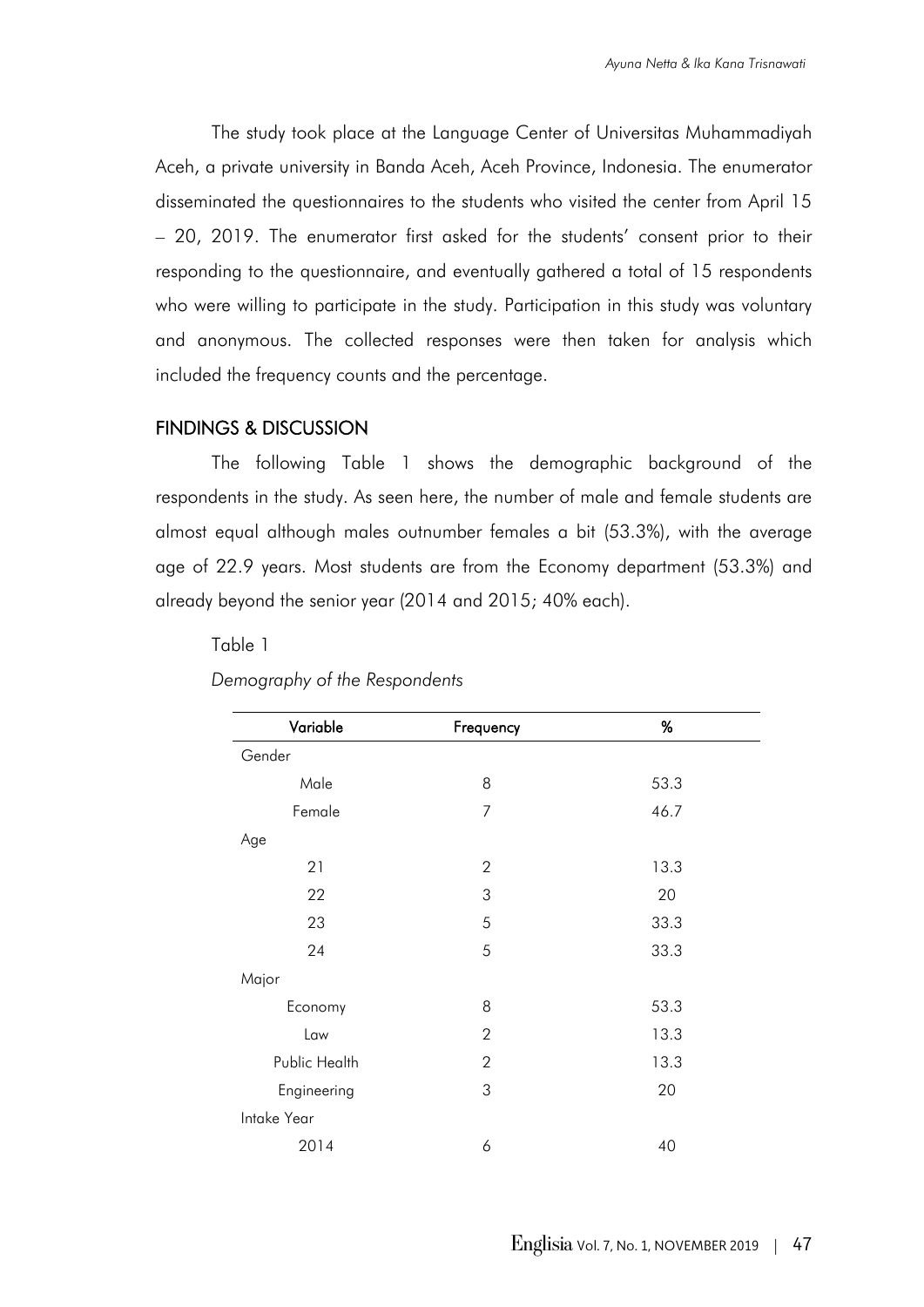The study took place at the Language Center of Universitas Muhammadiyah Aceh, a private university in Banda Aceh, Aceh Province, Indonesia. The enumerator disseminated the questionnaires to the students who visited the center from April 15 – 20, 2019. The enumerator first asked for the students' consent prior to their responding to the questionnaire, and eventually gathered a total of 15 respondents who were willing to participate in the study. Participation in this study was voluntary and anonymous. The collected responses were then taken for analysis which included the frequency counts and the percentage.

## FINDINGS & DISCUSSION

The following Table 1 shows the demographic background of the respondents in the study. As seen here, the number of male and female students are almost equal although males outnumber females a bit (53.3%), with the average age of 22.9 years. Most students are from the Economy department (53.3%) and already beyond the senior year (2014 and 2015; 40% each).

Table 1

*Demography of the Respondents*

| Variable | Frequency | % |
|---|---|---|
| Gender | | |
| Male | 8 | 53.3 |
| Female | 7 | 46.7 |
| Age | | |
| 21 | 2 | 13.3 |
| 22 | 3 | 20 |
| 23 | 5 | 33.3 |
| 24 | 5 | 33.3 |
| Major | | |
| Economy | 8 | 53.3 |
| Law | 2 | 13.3 |
| Public Health | 2 | 13.3 |
| Engineering | 3 | 20 |
| Intake Year | | |
| 2014 | 6 | 40 |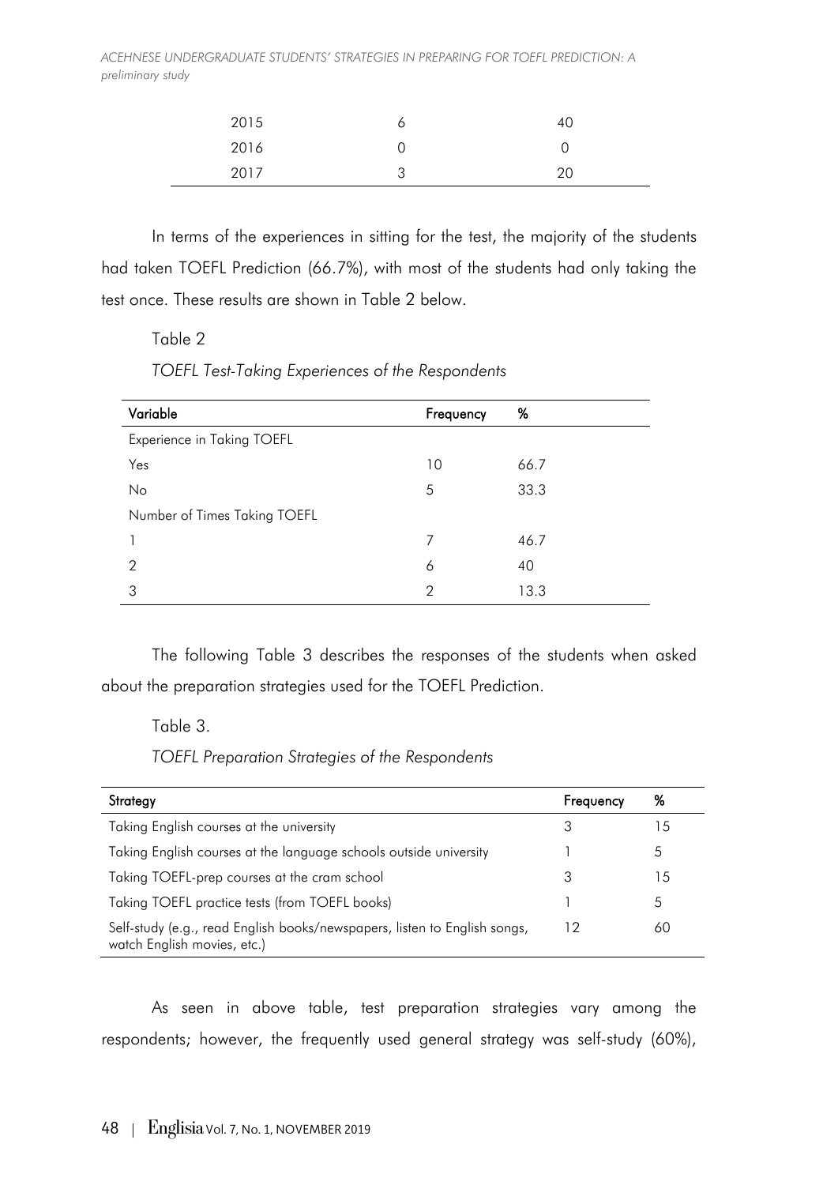| | | |
|---|---|---|
| 2015 | 6 | 40 |
| 2016 | 0 | 0 |
| 2017 | 3 | 20 |

In terms of the experiences in sitting for the test, the majority of the students had taken TOEFL Prediction (66.7%), with most of the students had only taking the test once. These results are shown in Table 2 below.

Table 2

*TOEFL Test-Taking Experiences of the Respondents*

| Variable | Frequency | % |
|---|---|---|
| Experience in Taking TOEFL | | |
| Yes | 10 | 66.7 |
| No | 5 | 33.3 |
| Number of Times Taking TOEFL | | |
| 1 | 7 | 46.7 |
| 2 | 6 | 40 |
| 3 | 2 | 13.3 |

The following Table 3 describes the responses of the students when asked about the preparation strategies used for the TOEFL Prediction.

Table 3.

*TOEFL Preparation Strategies of the Respondents*

| Strategy | Frequency | % |
|---|---|---|
| Taking English courses at the university | 3 | 15 |
| Taking English courses at the language schools outside university | 1 | 5 |
| Taking TOEFL-prep courses at the cram school | 3 | 15 |
| Taking TOEFL practice tests (from TOEFL books) | 1 | 5 |
| Self-study (e.g., read English books/newspapers, listen to English songs, watch English movies, etc.) | 12 | 60 |

As seen in above table, test preparation strategies vary among the respondents; however, the frequently used general strategy was self-study (60%),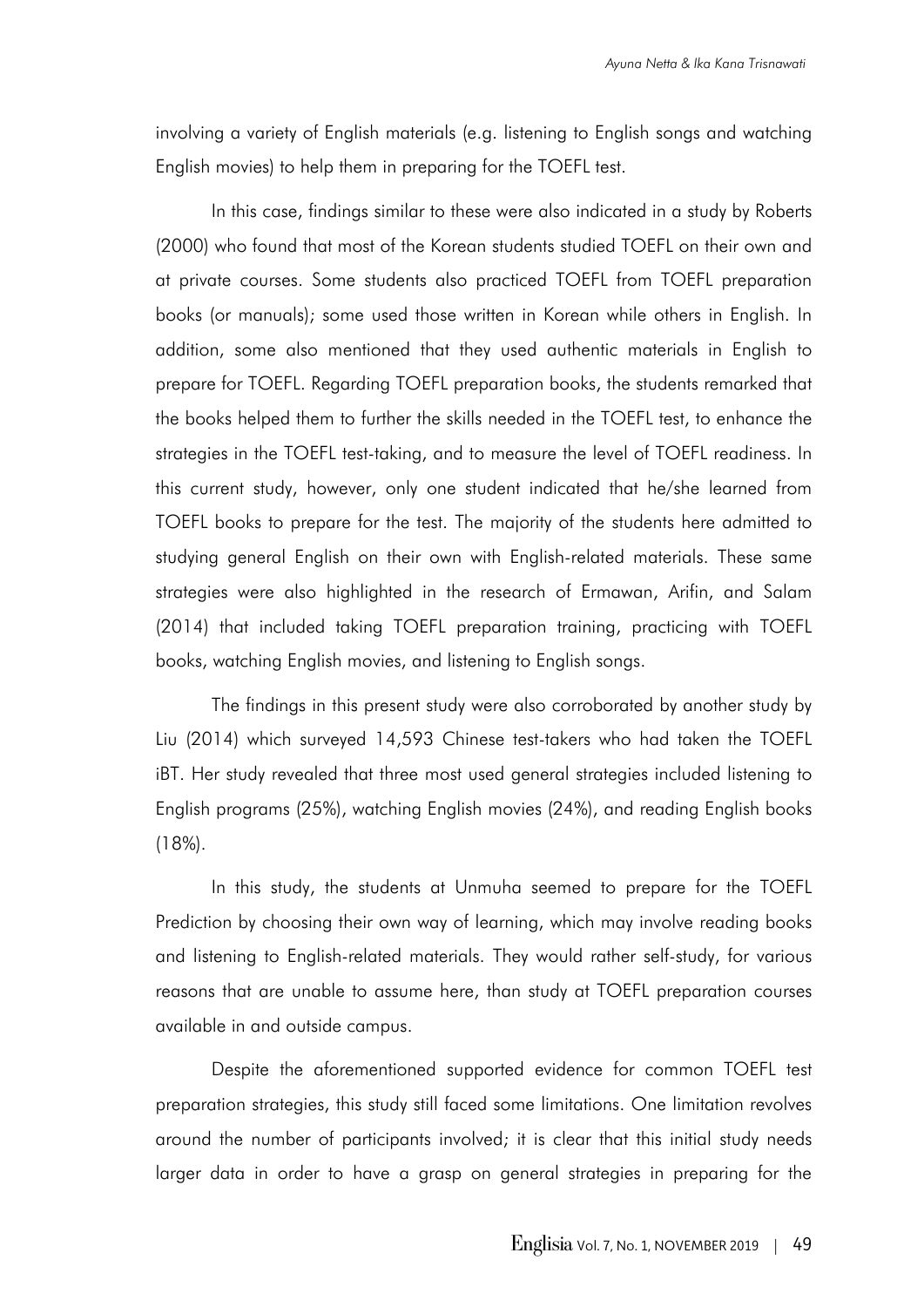involving a variety of English materials (e.g. listening to English songs and watching English movies) to help them in preparing for the TOEFL test.

In this case, findings similar to these were also indicated in a study by Roberts (2000) who found that most of the Korean students studied TOEFL on their own and at private courses. Some students also practiced TOEFL from TOEFL preparation books (or manuals); some used those written in Korean while others in English. In addition, some also mentioned that they used authentic materials in English to prepare for TOEFL. Regarding TOEFL preparation books, the students remarked that the books helped them to further the skills needed in the TOEFL test, to enhance the strategies in the TOEFL test-taking, and to measure the level of TOEFL readiness. In this current study, however, only one student indicated that he/she learned from TOEFL books to prepare for the test. The majority of the students here admitted to studying general English on their own with English-related materials. These same strategies were also highlighted in the research of Ermawan, Arifin, and Salam (2014) that included taking TOEFL preparation training, practicing with TOEFL books, watching English movies, and listening to English songs.

The findings in this present study were also corroborated by another study by Liu (2014) which surveyed 14,593 Chinese test-takers who had taken the TOEFL iBT. Her study revealed that three most used general strategies included listening to English programs (25%), watching English movies (24%), and reading English books (18%).

In this study, the students at Unmuha seemed to prepare for the TOEFL Prediction by choosing their own way of learning, which may involve reading books and listening to English-related materials. They would rather self-study, for various reasons that are unable to assume here, than study at TOEFL preparation courses available in and outside campus.

Despite the aforementioned supported evidence for common TOEFL test preparation strategies, this study still faced some limitations. One limitation revolves around the number of participants involved; it is clear that this initial study needs larger data in order to have a grasp on general strategies in preparing for the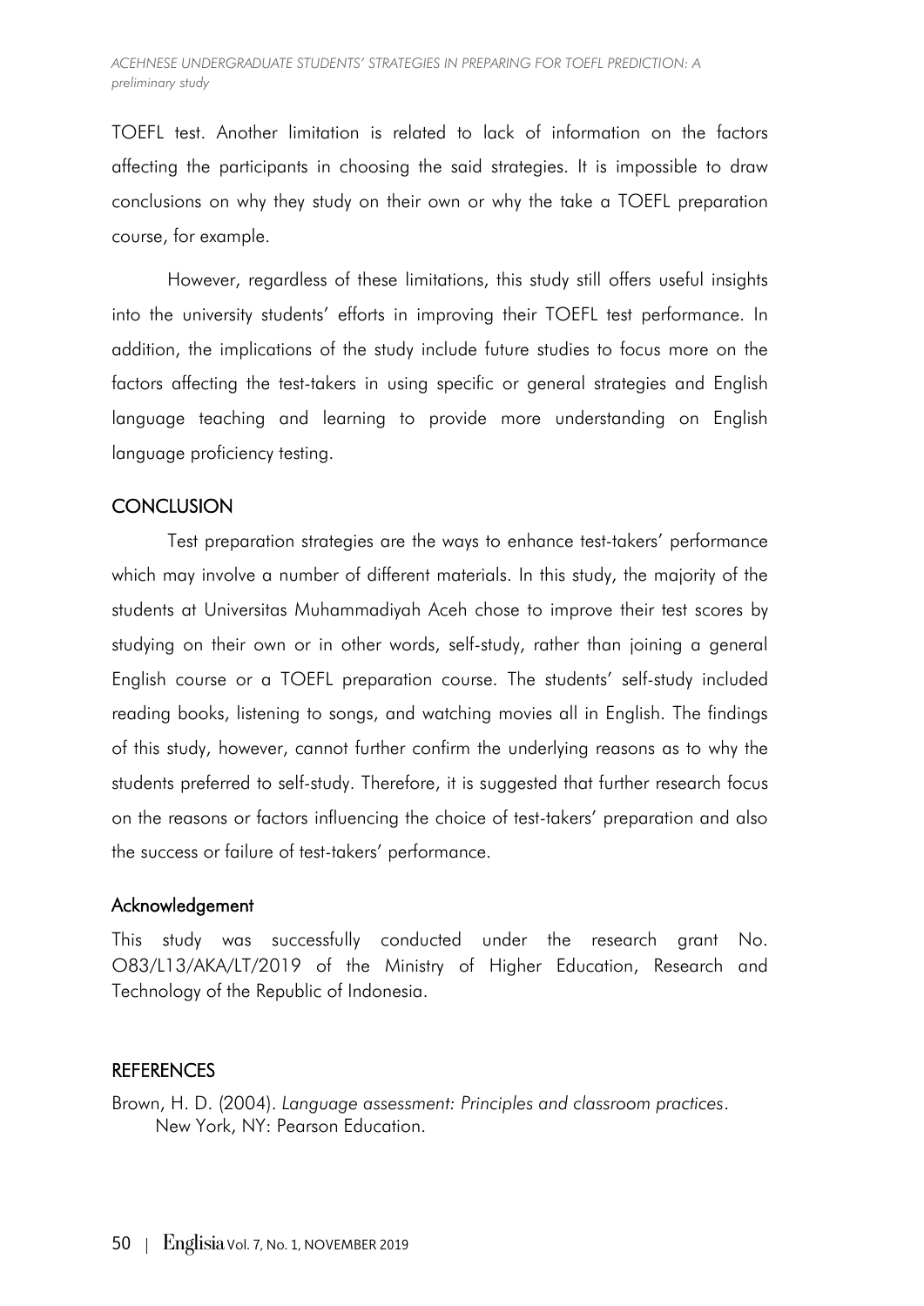TOEFL test. Another limitation is related to lack of information on the factors affecting the participants in choosing the said strategies. It is impossible to draw conclusions on why they study on their own or why the take a TOEFL preparation course, for example.

However, regardless of these limitations, this study still offers useful insights into the university students' efforts in improving their TOEFL test performance. In addition, the implications of the study include future studies to focus more on the factors affecting the test-takers in using specific or general strategies and English language teaching and learning to provide more understanding on English language proficiency testing.

## CONCLUSION

Test preparation strategies are the ways to enhance test-takers' performance which may involve a number of different materials. In this study, the majority of the students at Universitas Muhammadiyah Aceh chose to improve their test scores by studying on their own or in other words, self-study, rather than joining a general English course or a TOEFL preparation course. The students' self-study included reading books, listening to songs, and watching movies all in English. The findings of this study, however, cannot further confirm the underlying reasons as to why the students preferred to self-study. Therefore, it is suggested that further research focus on the reasons or factors influencing the choice of test-takers' preparation and also the success or failure of test-takers' performance.

### Acknowledgement

This study was successfully conducted under the research grant No. O83/L13/AKA/LT/2019 of the Ministry of Higher Education, Research and Technology of the Republic of Indonesia.

## REFERENCES

Brown, H. D. (2004). *Language assessment: Principles and classroom practices*. New York, NY: Pearson Education.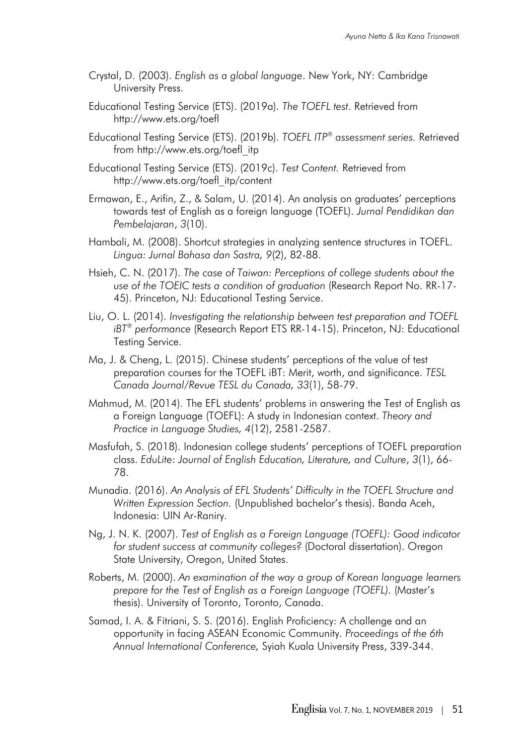Crystal, D. (2003). *English as a global language*. New York, NY: Cambridge University Press.

Educational Testing Service (ETS). (2019a). *The TOEFL test*. Retrieved from http://www.ets.org/toefl

Educational Testing Service (ETS). (2019b). *TOEFL ITP® assessment series.* Retrieved from http://www.ets.org/toefl_itp

Educational Testing Service (ETS). (2019c). *Test Content.* Retrieved from http://www.ets.org/toefl_itp/content

Ermawan, E., Arifin, Z., & Salam, U. (2014). An analysis on graduates' perceptions towards test of English as a foreign language (TOEFL). *Jurnal Pendidikan dan Pembelajaran*, *3*(10).

Hambali, M. (2008). Shortcut strategies in analyzing sentence structures in TOEFL. *Lingua: Jurnal Bahasa dan Sastra, 9*(2), 82-88.

Hsieh, C. N. (2017). *The case of Taiwan: Perceptions of college students about the use of the TOEIC tests a condition of graduation* (Research Report No. RR-17-45). Princeton, NJ: Educational Testing Service.

Liu, O. L. (2014). *Investigating the relationship between test preparation and TOEFL iBT® performance* (Research Report ETS RR-14-15). Princeton, NJ: Educational Testing Service.

Ma, J. & Cheng, L. (2015). Chinese students' perceptions of the value of test preparation courses for the TOEFL iBT: Merit, worth, and significance. *TESL Canada Journal/Revue TESL du Canada, 33*(1), 58-79.

Mahmud, M. (2014). The EFL students' problems in answering the Test of English as a Foreign Language (TOEFL): A study in Indonesian context. *Theory and Practice in Language Studies, 4*(12), 2581-2587.

Masfufah, S. (2018). Indonesian college students' perceptions of TOEFL preparation class. *EduLite: Journal of English Education, Literature, and Culture*, *3*(1), 66-78.

Munadia. (2016). *An Analysis of EFL Students' Difficulty in the TOEFL Structure and Written Expression Section.* (Unpublished bachelor's thesis). Banda Aceh, Indonesia: UIN Ar-Raniry.

Ng, J. N. K. (2007). *Test of English as a Foreign Language (TOEFL): Good indicator for student success at community colleges?* (Doctoral dissertation). Oregon State University, Oregon, United States.

Roberts, M. (2000). *An examination of the way a group of Korean language learners prepare for the Test of English as a Foreign Language (TOEFL).* (Master's thesis). University of Toronto, Toronto, Canada.

Samad, I. A. & Fitriani, S. S. (2016). English Proficiency: A challenge and an opportunity in facing ASEAN Economic Community. *Proceedings of the 6th Annual International Conference,* Syiah Kuala University Press, 339-344.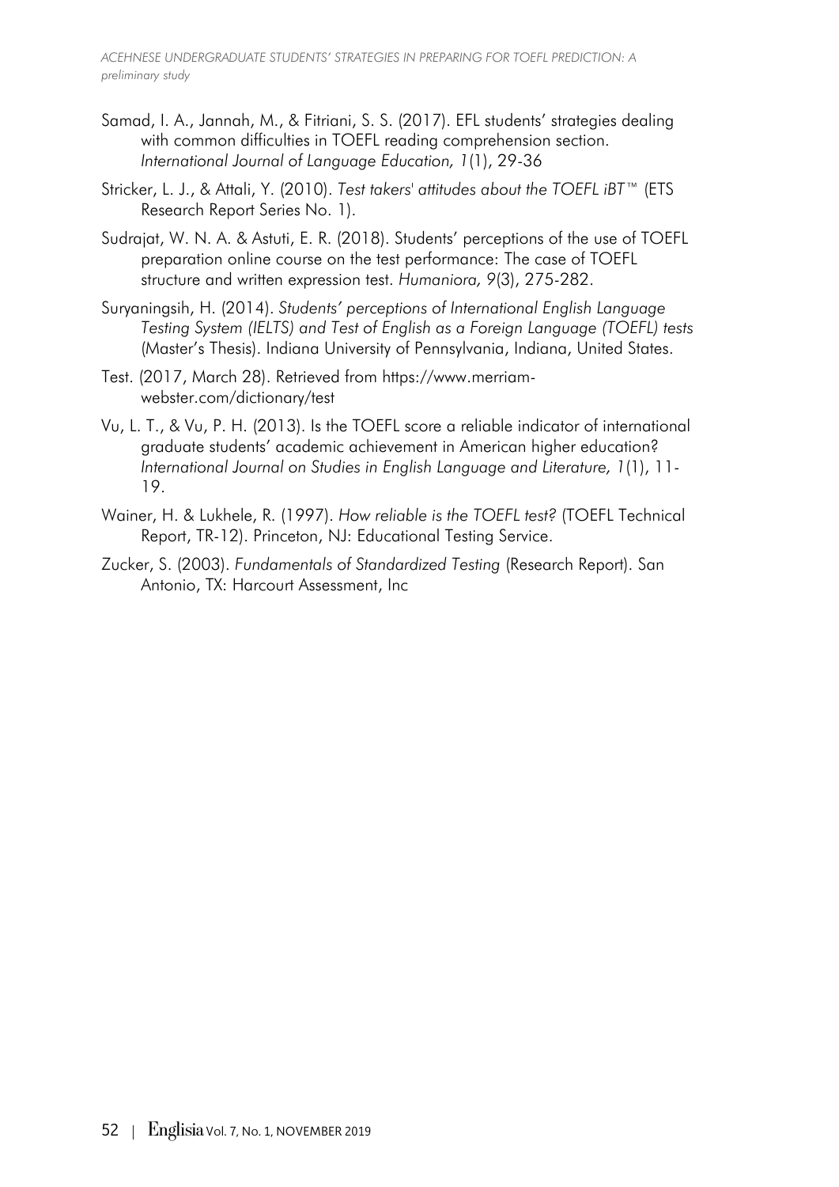Samad, I. A., Jannah, M., & Fitriani, S. S. (2017). EFL students' strategies dealing with common difficulties in TOEFL reading comprehension section. *International Journal of Language Education, 1*(1), 29-36

Stricker, L. J., & Attali, Y. (2010). *Test takers' attitudes about the TOEFL iBT™* (ETS Research Report Series No. 1).

Sudrajat, W. N. A. & Astuti, E. R. (2018). Students' perceptions of the use of TOEFL preparation online course on the test performance: The case of TOEFL structure and written expression test. *Humaniora, 9*(3), 275-282.

Suryaningsih, H. (2014). *Students' perceptions of International English Language Testing System (IELTS) and Test of English as a Foreign Language (TOEFL) tests* (Master's Thesis). Indiana University of Pennsylvania, Indiana, United States.

Test. (2017, March 28). Retrieved from https://www.merriam-webster.com/dictionary/test

Vu, L. T., & Vu, P. H. (2013). Is the TOEFL score a reliable indicator of international graduate students' academic achievement in American higher education? *International Journal on Studies in English Language and Literature, 1*(1), 11-19.

Wainer, H. & Lukhele, R. (1997). *How reliable is the TOEFL test?* (TOEFL Technical Report, TR-12). Princeton, NJ: Educational Testing Service.

Zucker, S. (2003). *Fundamentals of Standardized Testing* (Research Report). San Antonio, TX: Harcourt Assessment, Inc